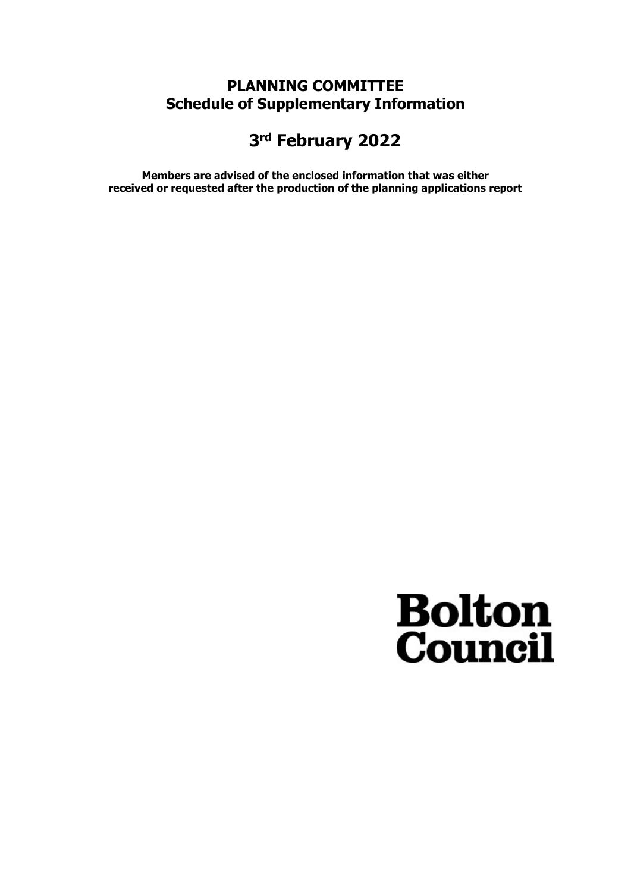# PLANNING COMMITTEE
## Schedule of Supplementary Information

# 3rd February 2022

**Members are advised of the enclosed information that was either received or requested after the production of the planning applications report**

**Bolton Council**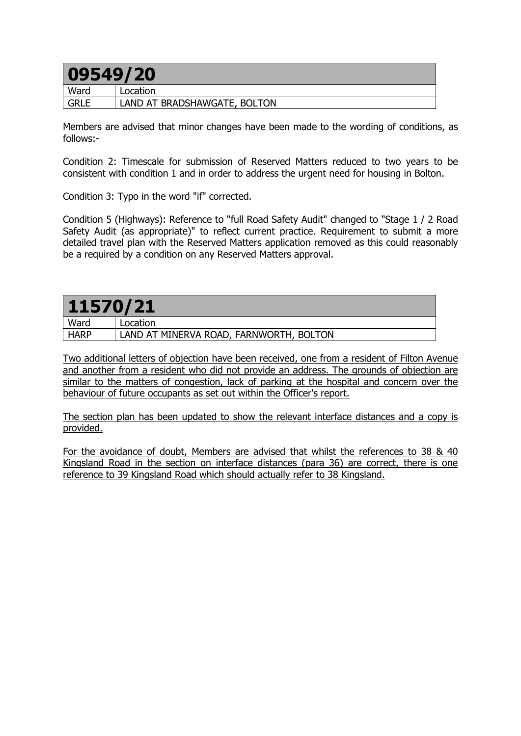## 09549/20

| Ward | Location |
|---|---|
| GRLE | LAND AT BRADSHAWGATE, BOLTON |

Members are advised that minor changes have been made to the wording of conditions, as follows:-

Condition 2: Timescale for submission of Reserved Matters reduced to two years to be consistent with condition 1 and in order to address the urgent need for housing in Bolton.

Condition 3: Typo in the word "if" corrected.

Condition 5 (Highways): Reference to "full Road Safety Audit" changed to "Stage 1 / 2 Road Safety Audit (as appropriate)" to reflect current practice. Requirement to submit a more detailed travel plan with the Reserved Matters application removed as this could reasonably be a required by a condition on any Reserved Matters approval.

## 11570/21

| Ward | Location |
|---|---|
| HARP | LAND AT MINERVA ROAD, FARNWORTH, BOLTON |

Two additional letters of objection have been received, one from a resident of Filton Avenue and another from a resident who did not provide an address. The grounds of objection are similar to the matters of congestion, lack of parking at the hospital and concern over the behaviour of future occupants as set out within the Officer's report.

The section plan has been updated to show the relevant interface distances and a copy is provided.

For the avoidance of doubt, Members are advised that whilst the references to 38 & 40 Kingsland Road in the section on interface distances (para 36) are correct, there is one reference to 39 Kingsland Road which should actually refer to 38 Kingsland.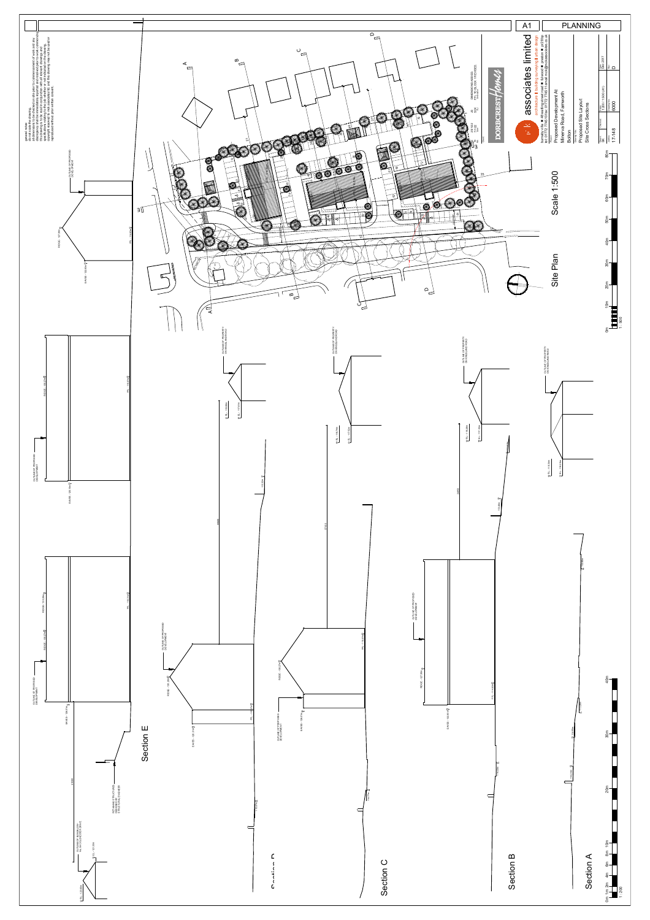A1 PLANNING

general notes:
do not scale this drawing.
all dimensions to be checked on site prior to commencement of work and any discrepancy shall be immediately reported and resolved prior to work commencing.
this drawing is to be read in conjunction with all relevant drawings and specifications relating to the job whether or not indicated on the drawing.
copyright reserved. this drawing and the drawing may not be used or reproduced without prior written consent.

D 26/10/17 DIMENSIONS ADDED. FFL TO BLOCK 1 REVISED.

DORBCREST Homes

pk associates limited
architecture | building surveying | urban design

Proposed Development At Minerva Road, Farnworth Bolton

Proposed Site Layout
Site Cross Sections

Scale 1:200 / 1:500 (A1)
Date: Dec 2017
17-148 6000 D

## Site Plan
Scale 1:500

## Section A

## Section B

## Section C

## Section D

## Section E

OUTLINE OF PROPOSED DEVELOPMENT

OUTLINE OF PROPERTY ON KINGSLAND ROAD

RETAINING STRUCTURE DESIGNED BY STRUCTURAL ENGINEER

OUTLINE OF PROPERTY No. 36 CLOVER STREET DRIVE

0m 1m 2m 4m 6m 8m 10m 20m 30m 40m
1 : 200

0m 10m 20m 30m 40m 50m 60m 70m 80m
1 : 500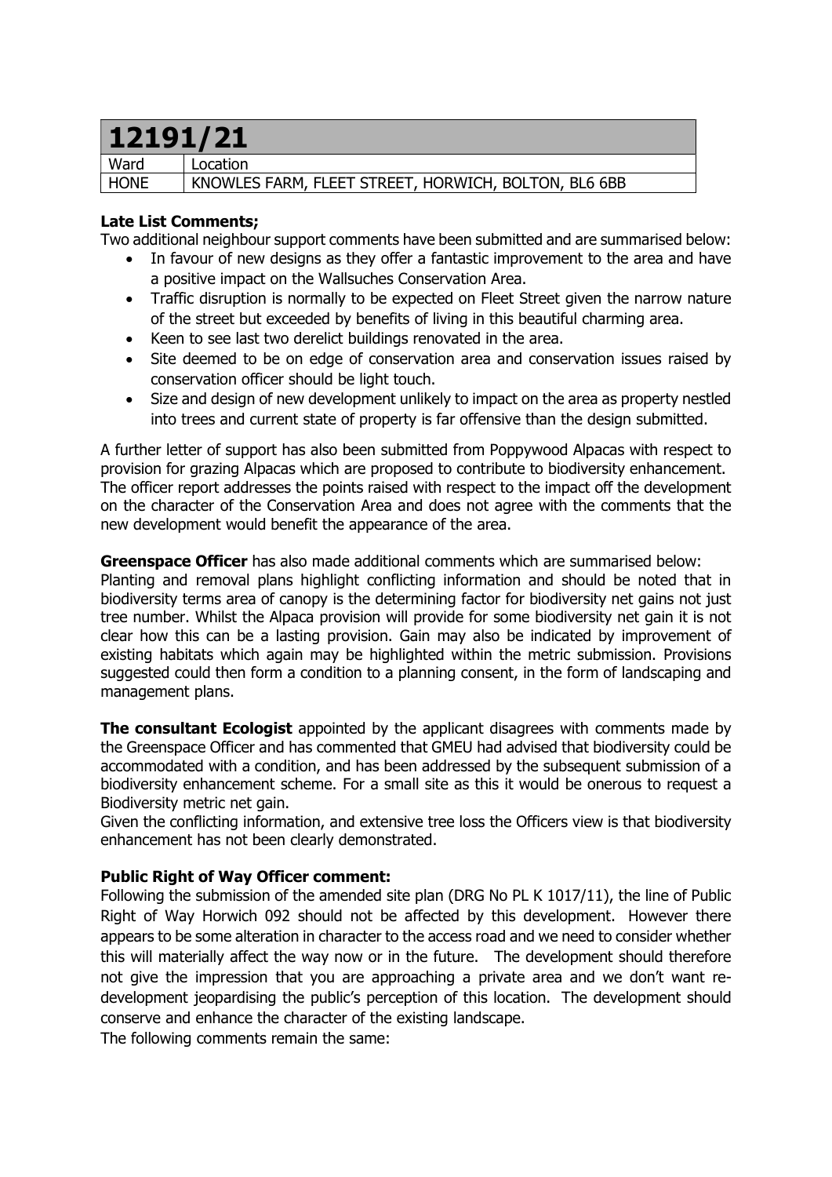| 12191/21 | |
|---|---|
| Ward | Location |
| HONE | KNOWLES FARM, FLEET STREET, HORWICH, BOLTON, BL6 6BB |

**Late List Comments;**

Two additional neighbour support comments have been submitted and are summarised below:

- In favour of new designs as they offer a fantastic improvement to the area and have a positive impact on the Wallsuches Conservation Area.
- Traffic disruption is normally to be expected on Fleet Street given the narrow nature of the street but exceeded by benefits of living in this beautiful charming area.
- Keen to see last two derelict buildings renovated in the area.
- Site deemed to be on edge of conservation area and conservation issues raised by conservation officer should be light touch.
- Size and design of new development unlikely to impact on the area as property nestled into trees and current state of property is far offensive than the design submitted.

A further letter of support has also been submitted from Poppywood Alpacas with respect to provision for grazing Alpacas which are proposed to contribute to biodiversity enhancement. The officer report addresses the points raised with respect to the impact off the development on the character of the Conservation Area and does not agree with the comments that the new development would benefit the appearance of the area.

**Greenspace Officer** has also made additional comments which are summarised below:
Planting and removal plans highlight conflicting information and should be noted that in biodiversity terms area of canopy is the determining factor for biodiversity net gains not just tree number. Whilst the Alpaca provision will provide for some biodiversity net gain it is not clear how this can be a lasting provision. Gain may also be indicated by improvement of existing habitats which again may be highlighted within the metric submission. Provisions suggested could then form a condition to a planning consent, in the form of landscaping and management plans.

**The consultant Ecologist** appointed by the applicant disagrees with comments made by the Greenspace Officer and has commented that GMEU had advised that biodiversity could be accommodated with a condition, and has been addressed by the subsequent submission of a biodiversity enhancement scheme. For a small site as this it would be onerous to request a Biodiversity metric net gain.
Given the conflicting information, and extensive tree loss the Officers view is that biodiversity enhancement has not been clearly demonstrated.

**Public Right of Way Officer comment:**
Following the submission of the amended site plan (DRG No PL K 1017/11), the line of Public Right of Way Horwich 092 should not be affected by this development. However there appears to be some alteration in character to the access road and we need to consider whether this will materially affect the way now or in the future. The development should therefore not give the impression that you are approaching a private area and we don't want re-development jeopardising the public's perception of this location. The development should conserve and enhance the character of the existing landscape.
The following comments remain the same: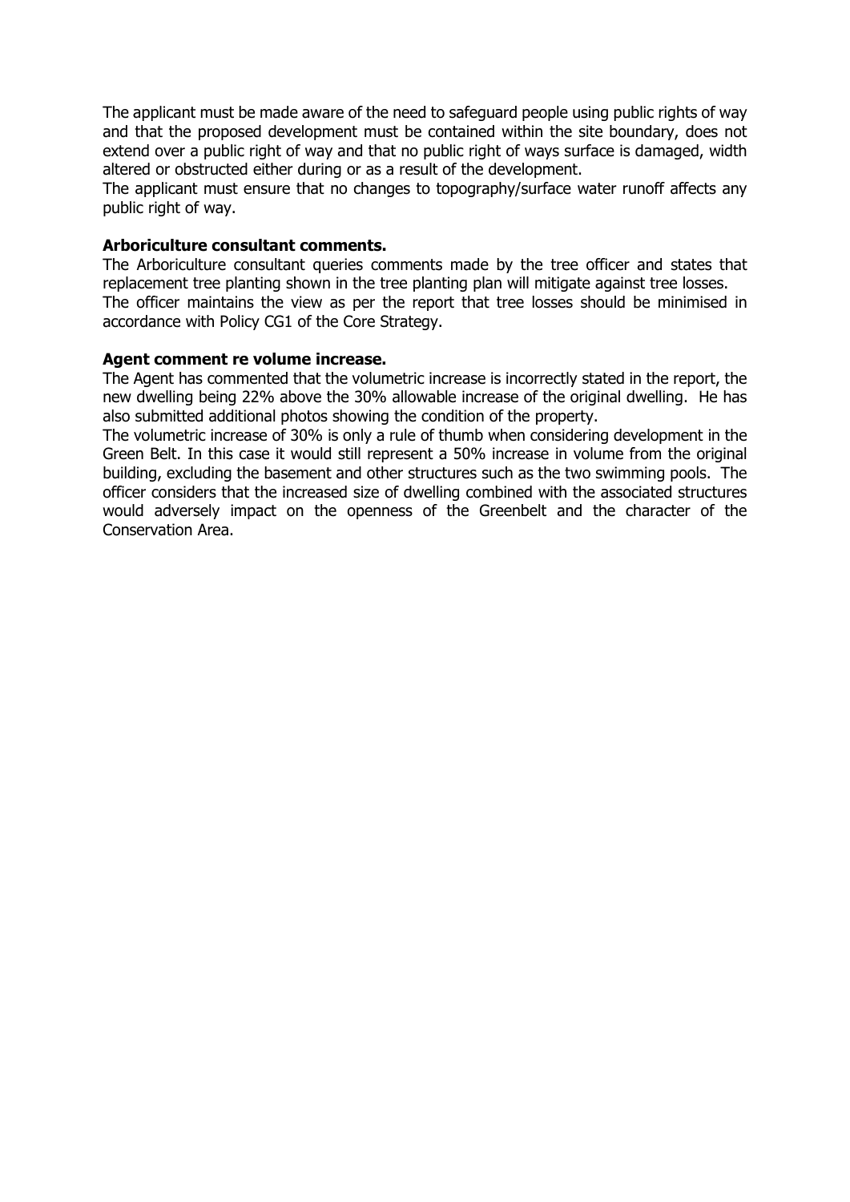The applicant must be made aware of the need to safeguard people using public rights of way and that the proposed development must be contained within the site boundary, does not extend over a public right of way and that no public right of ways surface is damaged, width altered or obstructed either during or as a result of the development.

The applicant must ensure that no changes to topography/surface water runoff affects any public right of way.

**Arboriculture consultant comments.**

The Arboriculture consultant queries comments made by the tree officer and states that replacement tree planting shown in the tree planting plan will mitigate against tree losses.

The officer maintains the view as per the report that tree losses should be minimised in accordance with Policy CG1 of the Core Strategy.

**Agent comment re volume increase.**

The Agent has commented that the volumetric increase is incorrectly stated in the report, the new dwelling being 22% above the 30% allowable increase of the original dwelling. He has also submitted additional photos showing the condition of the property.

The volumetric increase of 30% is only a rule of thumb when considering development in the Green Belt. In this case it would still represent a 50% increase in volume from the original building, excluding the basement and other structures such as the two swimming pools. The officer considers that the increased size of dwelling combined with the associated structures would adversely impact on the openness of the Greenbelt and the character of the Conservation Area.